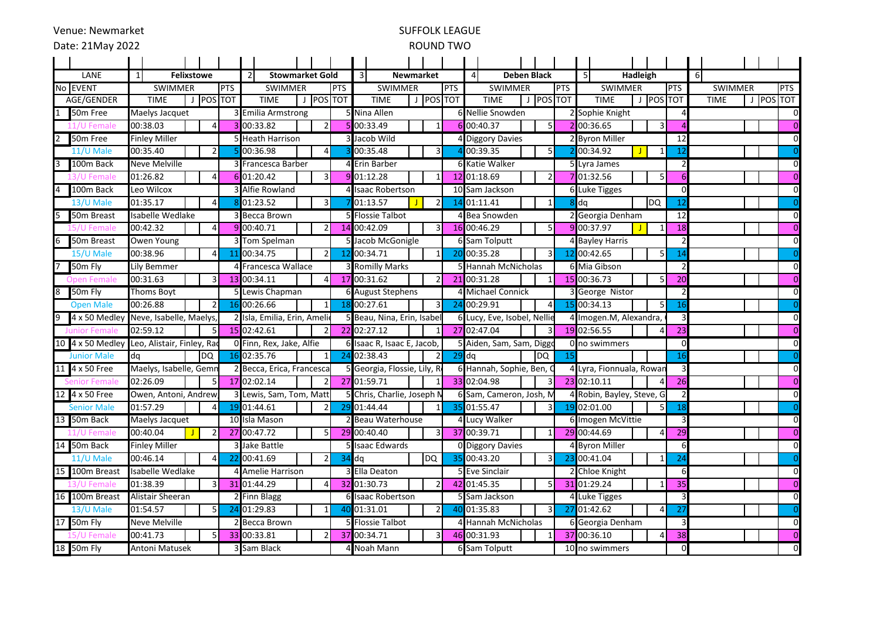Venue: Newmarket

Date: 21May 2022

# SUFFOLK LEAGUE

## ROUND TWO

| LANE | | 1 | Felixstowe | | | | 2 | Stowmarket Gold | | | | 3 | Newmarket | | | | 4 | Deben Black | | | | 5 | Hadleigh | | | | 6 | | | | |
|---|---|---|---|---|---|---|---|---|---|---|---|---|---|---|---|---|---|---|---|---|---|---|---|---|---|---|---|---|---|---|---|
| No | EVENT | SWIMMER | | | PTS | | SWIMMER | | | PTS | | SWIMMER | | | PTS | | SWIMMER | | | PTS | | SWIMMER | | | PTS | | SWIMMER | | | PTS | |
| | AGE/GENDER | TIME | J | POS | TOT | | TIME | J | POS | TOT | | TIME | J | POS | TOT | | TIME | J | POS | TOT | | TIME | J | POS | TOT | | TIME | J | POS | TOT | |
| 1 | 50m Free | Maelys Jacquet | | | 3 | | Emilia Armstrong | | | 5 | | Nina Allen | | | 6 | | Nellie Snowden | | | 2 | | Sophie Knight | | | 4 | | | | | 0 | |
| | 11/U Female | 00:38.03 | | 4 | 3 | | 00:33.82 | | 2 | 5 | | 00:33.49 | | 1 | 6 | | 00:40.37 | | 5 | 2 | | 00:36.65 | | 3 | 4 | | | | | 0 | |
| 2 | 50m Free | Finley Miller | | | 5 | | Heath Harrison | | | 3 | | Jacob Wild | | | 4 | | Diggory Davies | | | 2 | | Byron Miller | | | 12 | | | | | 0 | |
| | 11/U Male | 00:35.40 | | 2 | 5 | | 00:36.98 | | 4 | 3 | | 00:35.48 | | 3 | 4 | | 00:39.35 | | 5 | 2 | | 00:34.92 | J | 1 | 12 | | | | | 0 | |
| 3 | 100m Back | Neve Melville | | | 3 | | Francesca Barber | | | 4 | | Erin Barber | | | 6 | | Katie Walker | | | 5 | | Lyra James | | | 2 | | | | | 0 | |
| | 13/U Female | 01:26.82 | | 4 | 6 | | 01:20.42 | | 3 | 9 | | 01:12.28 | | 1 | 12 | | 01:18.69 | | 2 | 7 | | 01:32.56 | | 5 | 6 | | | | | 0 | |
| 4 | 100m Back | Leo Wilcox | | | 3 | | Alfie Rowland | | | 4 | | Isaac Robertson | | | 10 | | Sam Jackson | | | 6 | | Luke Tigges | | | 0 | | | | | 0 | |
| | 13/U Male | 01:35.17 | | 4 | 8 | | 01:23.52 | | 3 | 7 | | 01:13.57 | J | 2 | 14 | | 01:11.41 | | 1 | 8 | | dq | | DQ | 12 | | | | | 0 | |
| 5 | 50m Breast | Isabelle Wedlake | | | 3 | | Becca Brown | | | 5 | | Flossie Talbot | | | 4 | | Bea Snowden | | | 2 | | Georgia Denham | | | 12 | | | | | 0 | |
| | 15/U Female | 00:42.32 | | 4 | 9 | | 00:40.71 | | 2 | 14 | | 00:42.09 | | 3 | 16 | | 00:46.29 | | 5 | 9 | | 00:37.97 | J | 1 | 18 | | | | | 0 | |
| 6 | 50m Breast | Owen Young | | | 3 | | Tom Spelman | | | 5 | | Jacob McGonigle | | | 6 | | Sam Tolputt | | | 4 | | Bayley Harris | | | 2 | | | | | 0 | |
| | 15/U Male | 00:38.96 | | 4 | 11 | | 00:34.75 | | 2 | 12 | | 00:34.71 | | 1 | 20 | | 00:35.28 | | 3 | 12 | | 00:42.65 | | 5 | 14 | | | | | 0 | |
| 7 | 50m Fly | Lily Bemmer | | | 4 | | Francesca Wallace | | | 3 | | Romilly Marks | | | 5 | | Hannah McNicholas | | | 6 | | Mia Gibson | | | 2 | | | | | 0 | |
| | Open Female | 00:31.63 | | 3 | 13 | | 00:34.11 | | 4 | 17 | | 00:31.62 | | 2 | 21 | | 00:31.28 | | 1 | 15 | | 00:36.73 | | 5 | 20 | | | | | 0 | |
| 8 | 50m Fly | Thoms Boyt | | | 5 | | Lewis Chapman | | | 6 | | August Stephens | | | 4 | | Michael Connick | | | 3 | | George Nistor | | | 2 | | | | | 0 | |
| | Open Male | 00:26.88 | | 2 | 16 | | 00:26.66 | | 1 | 18 | | 00:27.61 | | 3 | 24 | | 00:29.91 | | 4 | 15 | | 00:34.13 | | 5 | 16 | | | | | 0 | |
| 9 | 4 x 50 Medley | Neve, Isabelle, Maelys, | | | 2 | | Isla, Emilia, Erin, Amelie | | | 5 | | Beau, Nina, Erin, Isabel | | | 6 | | Lucy, Eve, Isobel, Nellie | | | 4 | | Imogen.M, Alexandra, | | | 3 | | | | | 0 | |
| | Junior Female | 02:59.12 | | 5 | 15 | | 02:42.61 | | 2 | 22 | | 02:27.12 | | 1 | 27 | | 02:47.04 | | 3 | 19 | | 02:56.55 | | 4 | 23 | | | | | 0 | |
| 10 | 4 x 50 Medley | Leo, Alistair, Finley, Rad | | | 0 | | Finn, Rex, Jake, Alfie | | | 6 | | Isaac R, Isaac E, Jacob, | | | 5 | | Aiden, Sam, Sam, Diggo | | | 0 | | no swimmers | | | 0 | | | | | 0 | |
| | Junior Male | dq | | DQ | 16 | | 02:35.76 | | 1 | 24 | | 02:38.43 | | 2 | 29 | | dq | | DQ | 15 | | | | | 16 | | | | | 0 | |
| 11 | 4 x 50 Free | Maelys, Isabelle, Gemm | | | 2 | | Becca, Erica, Francesca | | | 5 | | Georgia, Flossie, Lily, R | | | 6 | | Hannah, Sophie, Ben, C | | | 4 | | Lyra, Fionnuala, Rowan | | | 3 | | | | | 0 | |
| | Senior Female | 02:26.09 | | 5 | 17 | | 02:02.14 | | 2 | 27 | | 01:59.71 | | 1 | 33 | | 02:04.98 | | 3 | 23 | | 02:10.11 | | 4 | 26 | | | | | 0 | |
| 12 | 4 x 50 Free | Owen, Antoni, Andrew, | | | 3 | | Lewis, Sam, Tom, Matt | | | 5 | | Chris, Charlie, Joseph N | | | 6 | | Sam, Cameron, Josh, M | | | 4 | | Robin, Bayley, Steve, G | | | 2 | | | | | 0 | |
| | Senior Male | 01:57.29 | | 4 | 19 | | 01:44.61 | | 2 | 29 | | 01:44.44 | | 1 | 35 | | 01:55.47 | | 3 | 19 | | 02:01.00 | | 5 | 18 | | | | | 0 | |
| 13 | 50m Back | Maelys Jacquet | | | 10 | | Isla Mason | | | 2 | | Beau Waterhouse | | | 4 | | Lucy Walker | | | 6 | | Imogen McVittie | | | 3 | | | | | 0 | |
| | 11/U Female | 00:40.04 | J | 2 | 27 | | 00:47.72 | | 5 | 29 | | 00:40.40 | | 3 | 37 | | 00:39.71 | | 1 | 29 | | 00:44.69 | | 4 | 29 | | | | | 0 | |
| 14 | 50m Back | Finley Miller | | | 3 | | Jake Battle | | | 5 | | Isaac Edwards | | | 0 | | Diggory Davies | | | 4 | | Byron Miller | | | 6 | | | | | 0 | |
| | 11/U Male | 00:46.14 | | 4 | 22 | | 00:41.69 | | 2 | 34 | | dq | | DQ | 35 | | 00:43.20 | | 3 | 23 | | 00:41.04 | | 1 | 24 | | | | | 0 | |
| 15 | 100m Breast | Isabelle Wedlake | | | 4 | | Amelie Harrison | | | 3 | | Ella Deaton | | | 5 | | Eve Sinclair | | | 2 | | Chloe Knight | | | 6 | | | | | 0 | |
| | 13/U Female | 01:38.39 | | 3 | 31 | | 01:44.29 | | 4 | 32 | | 01:30.73 | | 2 | 42 | | 01:45.35 | | 5 | 31 | | 01:29.24 | | 1 | 35 | | | | | 0 | |
| 16 | 100m Breast | Alistair Sheeran | | | 2 | | Finn Blagg | | | 6 | | Isaac Robertson | | | 5 | | Sam Jackson | | | 4 | | Luke Tigges | | | 3 | | | | | 0 | |
| | 13/U Male | 01:54.57 | | 5 | 24 | | 01:29.83 | | 1 | 40 | | 01:31.01 | | 2 | 40 | | 01:35.83 | | 3 | 27 | | 01:42.62 | | 4 | 27 | | | | | 0 | |
| 17 | 50m Fly | Neve Melville | | | 2 | | Becca Brown | | | 5 | | Flossie Talbot | | | 4 | | Hannah McNicholas | | | 6 | | Georgia Denham | | | 3 | | | | | 0 | |
| | 15/U Female | 00:41.73 | | 5 | 33 | | 00:33.81 | | 2 | 37 | | 00:34.71 | | 3 | 46 | | 00:31.93 | | 1 | 37 | | 00:36.10 | | 4 | 38 | | | | | 0 | |
| 18 | 50m Fly | Antoni Matusek | | | 3 | | Sam Black | | | 4 | | Noah Mann | | | 6 | | Sam Tolputt | | | 10 | | no swimmers | | | 0 | | | | | 0 | |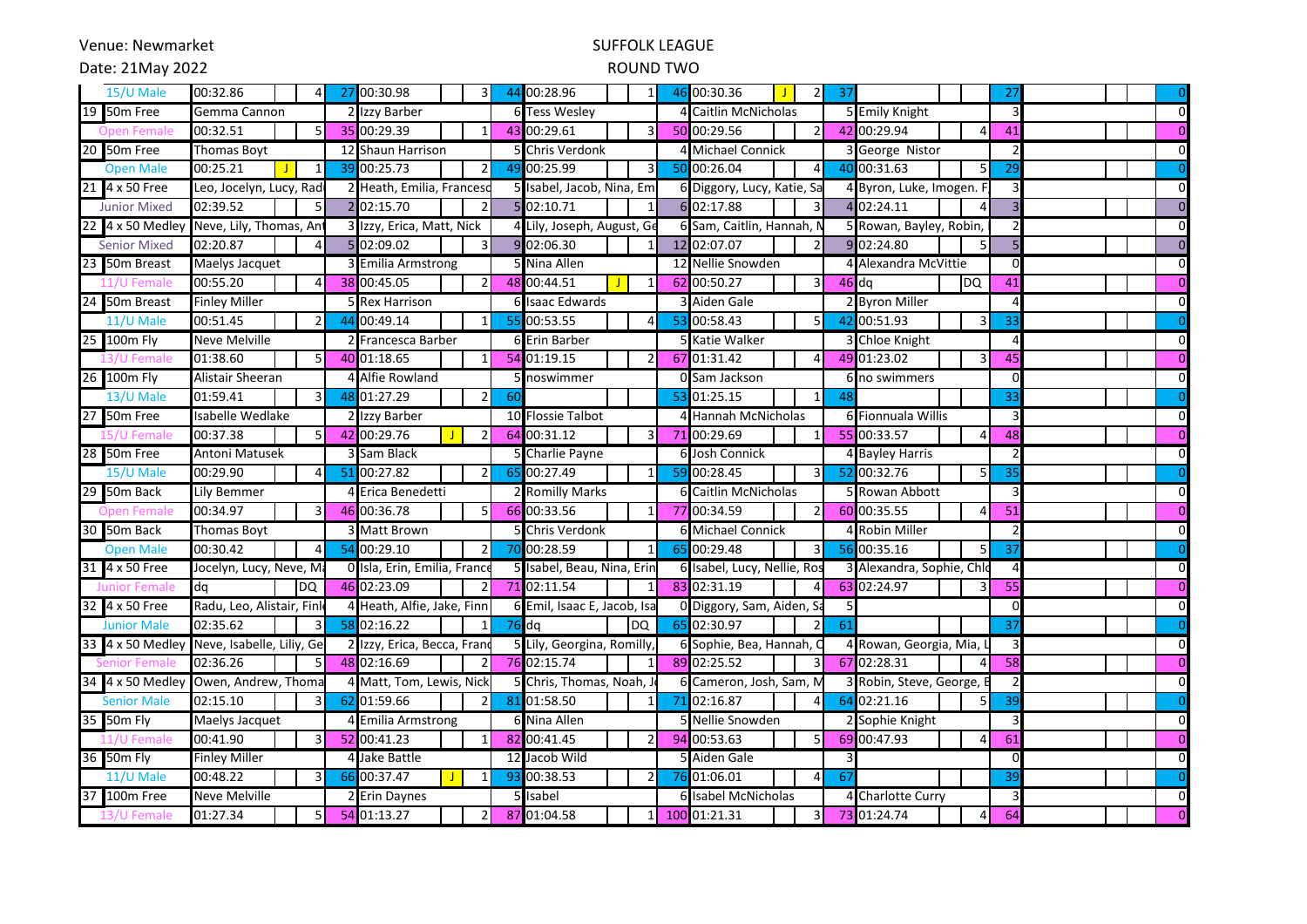Venue: Newmarket

Date: 21May 2022

# SUFFOLK LEAGUE

## ROUND TWO

| | | | | | | | | | | | | | | | | | | | | | | | | | | | | | | | |
|---|---|---|---|---|---|---|---|---|---|---|---|---|---|---|---|---|---|---|---|---|---|---|---|---|---|---|---|---|---|---|---|
| | 15/U Male | 00:32.86 | | | 4 | 27 | 00:30.98 | | | 3 | 44 | 00:28.96 | | | 1 | 46 | 00:30.36 | J | | 2 | 37 | | | | | 27 | | | | | 0 |
| 19 | 50m Free | Gemma Cannon | | | | 2 | Izzy Barber | | | | 6 | Tess Wesley | | | | 4 | Caitlin McNicholas | | | | 5 | Emily Knight | | | | 3 | | | | | 0 |
| | Open Female | 00:32.51 | | | 5 | 35 | 00:29.39 | | | 1 | 43 | 00:29.61 | | | 3 | 50 | 00:29.56 | | | 2 | 42 | 00:29.94 | | | 4 | 41 | | | | | 0 |
| 20 | 50m Free | Thomas Boyt | | | | 12 | Shaun Harrison | | | | 5 | Chris Verdonk | | | | 4 | Michael Connick | | | | 3 | George Nistor | | | | 2 | | | | | 0 |
| | Open Male | 00:25.21 | J | | 1 | 39 | 00:25.73 | | | 2 | 49 | 00:25.99 | | | 3 | 50 | 00:26.04 | | | 4 | 40 | 00:31.63 | | | 5 | 29 | | | | | 0 |
| 21 | 4 x 50 Free | Leo, Jocelyn, Lucy, Rad | | | | 2 | Heath, Emilia, Francesc | | | | 5 | Isabel, Jacob, Nina, Em | | | | 6 | Diggory, Lucy, Katie, Sa | | | | 4 | Byron, Luke, Imogen. F | | | | 3 | | | | | 0 |
| | Junior Mixed | 02:39.52 | | | 5 | 2 | 02:15.70 | | | 2 | 5 | 02:10.71 | | | 1 | 6 | 02:17.88 | | | 3 | 4 | 02:24.11 | | | 4 | 3 | | | | | 0 |
| 22 | 4 x 50 Medley | Neve, Lily, Thomas, Ant | | | | 3 | Izzy, Erica, Matt, Nick | | | | 4 | Lily, Joseph, August, Ge | | | | 6 | Sam, Caitlin, Hannah, N | | | | 5 | Rowan, Bayley, Robin, | | | | 2 | | | | | 0 |
| | Senior Mixed | 02:20.87 | | | 4 | 5 | 02:09.02 | | | 3 | 9 | 02:06.30 | | | 1 | 12 | 02:07.07 | | | 2 | 9 | 02:24.80 | | | 5 | 5 | | | | | 0 |
| 23 | 50m Breast | Maelys Jacquet | | | | 3 | Emilia Armstrong | | | | 5 | Nina Allen | | | | 12 | Nellie Snowden | | | | 4 | Alexandra McVittie | | | | 0 | | | | | 0 |
| | 11/U Female | 00:55.20 | | | 4 | 38 | 00:45.05 | | | 2 | 48 | 00:44.51 | J | | 1 | 62 | 00:50.27 | | | 3 | 46 | dq | | DQ | | 41 | | | | | 0 |
| 24 | 50m Breast | Finley Miller | | | | 5 | Rex Harrison | | | | 6 | Isaac Edwards | | | | 3 | Aiden Gale | | | | 2 | Byron Miller | | | | 4 | | | | | 0 |
| | 11/U Male | 00:51.45 | | | 2 | 44 | 00:49.14 | | | 1 | 55 | 00:53.55 | | | 4 | 53 | 00:58.43 | | | 5 | 42 | 00:51.93 | | | 3 | 33 | | | | | 0 |
| 25 | 100m Fly | Neve Melville | | | | 2 | Francesca Barber | | | | 6 | Erin Barber | | | | 5 | Katie Walker | | | | 3 | Chloe Knight | | | | 4 | | | | | 0 |
| | 13/U Female | 01:38.60 | | | 5 | 40 | 01:18.65 | | | 1 | 54 | 01:19.15 | | | 2 | 67 | 01:31.42 | | | 4 | 49 | 01:23.02 | | | 3 | 45 | | | | | 0 |
| 26 | 100m Fly | Alistair Sheeran | | | | 4 | Alfie Rowland | | | | 5 | noswimmer | | | | 0 | Sam Jackson | | | | 6 | no swimmers | | | | 0 | | | | | 0 |
| | 13/U Male | 01:59.61 | | | 3 | 48 | 01:27.29 | | | 2 | 60 | | | | | 53 | 01:25.15 | | | 1 | 48 | | | | | 33 | | | | | 0 |
| 27 | 50m Free | Isabelle Wedlake | | | | 2 | Izzy Barber | | | | 10 | Flossie Talbot | | | | 4 | Hannah McNicholas | | | | 6 | Fionnuala Willis | | | | 3 | | | | | 0 |
| | 15/U Female | 00:37.38 | | | 5 | 42 | 00:29.76 | J | | 2 | 64 | 00:31.12 | | | 3 | 71 | 00:29.69 | | | 1 | 55 | 00:33.57 | | | 4 | 48 | | | | | 0 |
| 28 | 50m Free | Antoni Matusek | | | | 3 | Sam Black | | | | 5 | Charlie Payne | | | | 6 | Josh Connick | | | | 4 | Bayley Harris | | | | 2 | | | | | 0 |
| | 15/U Male | 00:29.90 | | | 4 | 51 | 00:27.82 | | | 2 | 65 | 00:27.49 | | | 1 | 59 | 00:28.45 | | | 3 | 52 | 00:32.76 | | | 5 | 35 | | | | | 0 |
| 29 | 50m Back | Lily Bemmer | | | | 4 | Erica Benedetti | | | | 2 | Romilly Marks | | | | 6 | Caitlin McNicholas | | | | 5 | Rowan Abbott | | | | 3 | | | | | 0 |
| | Open Female | 00:34.97 | | | 3 | 46 | 00:36.78 | | | 5 | 66 | 00:33.56 | | | 1 | 77 | 00:34.59 | | | 2 | 60 | 00:35.55 | | | 4 | 51 | | | | | 0 |
| 30 | 50m Back | Thomas Boyt | | | | 3 | Matt Brown | | | | 5 | Chris Verdonk | | | | 6 | Michael Connick | | | | 4 | Robin Miller | | | | 2 | | | | | 0 |
| | Open Male | 00:30.42 | | | 4 | 54 | 00:29.10 | | | 2 | 70 | 00:28.59 | | | 1 | 65 | 00:29.48 | | | 3 | 56 | 00:35.16 | | | 5 | 37 | | | | | 0 |
| 31 | 4 x 50 Free | Jocelyn, Lucy, Neve, Ma | | | | 0 | Isla, Erin, Emilia, France | | | | 5 | Isabel, Beau, Nina, Erin | | | | 6 | Isabel, Lucy, Nellie, Ros | | | | 3 | Alexandra, Sophie, Chlo | | | | 4 | | | | | 0 |
| | Junior Female | dq | | DQ | | 46 | 02:23.09 | | | 2 | 71 | 02:11.54 | | | 1 | 83 | 02:31.19 | | | 4 | 63 | 02:24.97 | | | 3 | 55 | | | | | 0 |
| 32 | 4 x 50 Free | Radu, Leo, Alistair, Finl | | | | 4 | Heath, Alfie, Jake, Finn | | | | 6 | Emil, Isaac E, Jacob, Isa | | | | 0 | Diggory, Sam, Aiden, Sa | | | | 5 | | | | | 0 | | | | | 0 |
| | Junior Male | 02:35.62 | | | 3 | 58 | 02:16.22 | | | 1 | 76 | dq | | DQ | | 65 | 02:30.97 | | | 2 | 61 | | | | | 37 | | | | | 0 |
| 33 | 4 x 50 Medley | Neve, Isabelle, Liliy, Ge | | | | 2 | Izzy, Erica, Becca, Franc | | | | 5 | Lily, Georgina, Romilly, | | | | 6 | Sophie, Bea, Hannah, C | | | | 4 | Rowan, Georgia, Mia, L | | | | 3 | | | | | 0 |
| | Senior Female | 02:36.26 | | | 5 | 48 | 02:16.69 | | | 2 | 76 | 02:15.74 | | | 1 | 89 | 02:25.52 | | | 3 | 67 | 02:28.31 | | | 4 | 58 | | | | | 0 |
| 34 | 4 x 50 Medley | Owen, Andrew, Thoma | | | | 4 | Matt, Tom, Lewis, Nick | | | | 5 | Chris, Thomas, Noah, J | | | | 6 | Cameron, Josh, Sam, M | | | | 3 | Robin, Steve, George, E | | | | 2 | | | | | 0 |
| | Senior Male | 02:15.10 | | | 3 | 62 | 01:59.66 | | | 2 | 81 | 01:58.50 | | | 1 | 71 | 02:16.87 | | | 4 | 64 | 02:21.16 | | | 5 | 39 | | | | | 0 |
| 35 | 50m Fly | Maelys Jacquet | | | | 4 | Emilia Armstrong | | | | 6 | Nina Allen | | | | 5 | Nellie Snowden | | | | 2 | Sophie Knight | | | | 3 | | | | | 0 |
| | 11/U Female | 00:41.90 | | | 3 | 52 | 00:41.23 | | | 1 | 82 | 00:41.45 | | | 2 | 94 | 00:53.63 | | | 5 | 69 | 00:47.93 | | | 4 | 61 | | | | | 0 |
| 36 | 50m Fly | Finley Miller | | | | 4 | Jake Battle | | | | 12 | Jacob Wild | | | | 5 | Aiden Gale | | | | 3 | | | | | 0 | | | | | 0 |
| | 11/U Male | 00:48.22 | | | 3 | 66 | 00:37.47 | J | | 1 | 93 | 00:38.53 | | | 2 | 76 | 01:06.01 | | | 4 | 67 | | | | | 39 | | | | | 0 |
| 37 | 100m Free | Neve Melville | | | | 2 | Erin Daynes | | | | 5 | Isabel | | | | 6 | Isabel McNicholas | | | | 4 | Charlotte Curry | | | | 3 | | | | | 0 |
| | 13/U Female | 01:27.34 | | | 5 | 54 | 01:13.27 | | | 2 | 87 | 01:04.58 | | | 1 | 100 | 01:21.31 | | | 3 | 73 | 01:24.74 | | | 4 | 64 | | | | | 0 |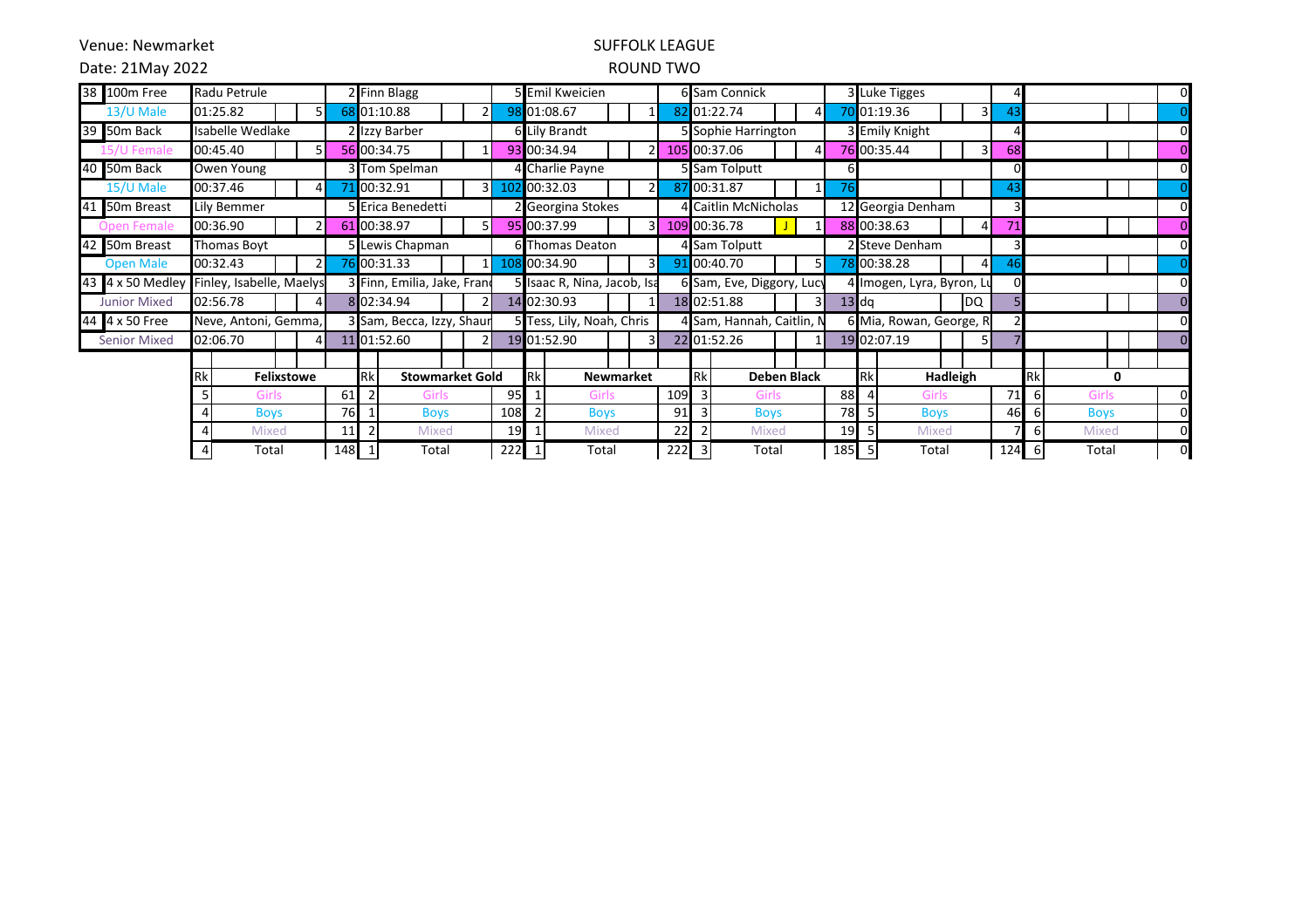Venue: Newmarket

Date: 21May 2022

# SUFFOLK LEAGUE

## ROUND TWO

| Event | | Felixstowe | | | | Stowmarket Gold | | | | Newmarket | | | | Deben Black | | | | Hadleigh | | | | | | | | |
|---|---|---|---|---|---|---|---|---|---|---|---|---|---|---|---|---|---|---|---|---|---|---|---|---|---|---|
| 38 100m Free | | Radu Petrule | | 2 | | Finn Blagg | | 5 | | Emil Kweicien | | 6 | | Sam Connick | | 3 | | Luke Tigges | | 4 | | | | | | 0 |
| 13/U Male | | 01:25.82 | 5 | 68 | | 01:10.88 | 2 | 98 | | 01:08.67 | 1 | 82 | | 01:22.74 | 4 | 70 | | 01:19.36 | 3 | 43 | | | | | | 0 |
| 39 50m Back | | Isabelle Wedlake | | 2 | | Izzy Barber | | 6 | | Lily Brandt | | 5 | | Sophie Harrington | | 3 | | Emily Knight | | 4 | | | | | | 0 |
| 15/U Female | | 00:45.40 | 5 | 56 | | 00:34.75 | 1 | 93 | | 00:34.94 | 2 | 105 | | 00:37.06 | 4 | 76 | | 00:35.44 | 3 | 68 | | | | | | 0 |
| 40 50m Back | | Owen Young | | 3 | | Tom Spelman | | 4 | | Charlie Payne | | 5 | | Sam Tolputt | | 6 | | | | 0 | | | | | | 0 |
| 15/U Male | | 00:37.46 | 4 | 71 | | 00:32.91 | 3 | 102 | | 00:32.03 | 2 | 87 | | 00:31.87 | 1 | 76 | | | | 43 | | | | | | 0 |
| 41 50m Breast | | Lily Bemmer | | 5 | | Erica Benedetti | | 2 | | Georgina Stokes | | 4 | | Caitlin McNicholas | | 12 | | Georgia Denham | | 3 | | | | | | 0 |
| Open Female | | 00:36.90 | 2 | 61 | | 00:38.97 | 5 | 95 | | 00:37.99 | 3 | 109 | | 00:36.78 J | 1 | 88 | | 00:38.63 | 4 | 71 | | | | | | 0 |
| 42 50m Breast | | Thomas Boyt | | 5 | | Lewis Chapman | | 6 | | Thomas Deaton | | 4 | | Sam Tolputt | | 2 | | Steve Denham | | 3 | | | | | | 0 |
| Open Male | | 00:32.43 | 2 | 76 | | 00:31.33 | 1 | 108 | | 00:34.90 | 3 | 91 | | 00:40.70 | 5 | 78 | | 00:38.28 | 4 | 46 | | | | | | 0 |
| 43 4 x 50 Medley | | Finley, Isabelle, Maelys | | 3 | | Finn, Emilia, Jake, Franc | | 5 | | Isaac R, Nina, Jacob, Isa | | 6 | | Sam, Eve, Diggory, Lucy | | 4 | | Imogen, Lyra, Byron, Lu | | 0 | | | | | | 0 |
| Junior Mixed | | 02:56.78 | 4 | 8 | | 02:34.94 | 2 | 14 | | 02:30.93 | 1 | 18 | | 02:51.88 | 3 | 13 | | dq | DQ | 5 | | | | | | 0 |
| 44 4 x 50 Free | | Neve, Antoni, Gemma, | | 3 | | Sam, Becca, Izzy, Shaun | | 5 | | Tess, Lily, Noah, Chris | | 4 | | Sam, Hannah, Caitlin, N | | 6 | | Mia, Rowan, George, R | | 2 | | | | | | 0 |
| Senior Mixed | | 02:06.70 | 4 | 11 | | 01:52.60 | 2 | 19 | | 01:52.90 | 3 | 22 | | 01:52.26 | 1 | 19 | | 02:07.19 | 5 | 7 | | | | | | 0 |

| Rk | Felixstowe | | Rk | Stowmarket Gold | | Rk | Newmarket | | Rk | Deben Black | | Rk | Hadleigh | | Rk | 0 | |
|---|---|---|---|---|---|---|---|---|---|---|---|---|---|---|---|---|---|
| 5 | Girls | 61 | 2 | Girls | 95 | 1 | Girls | 109 | 3 | Girls | 88 | 4 | Girls | 71 | 6 | Girls | 0 |
| 4 | Boys | 76 | 1 | Boys | 108 | 2 | Boys | 91 | 3 | Boys | 78 | 5 | Boys | 46 | 6 | Boys | 0 |
| 4 | Mixed | 11 | 2 | Mixed | 19 | 1 | Mixed | 22 | 2 | Mixed | 19 | 5 | Mixed | 7 | 6 | Mixed | 0 |
| 4 | Total | 148 | 1 | Total | 222 | 1 | Total | 222 | 3 | Total | 185 | 5 | Total | 124 | 6 | Total | 0 |